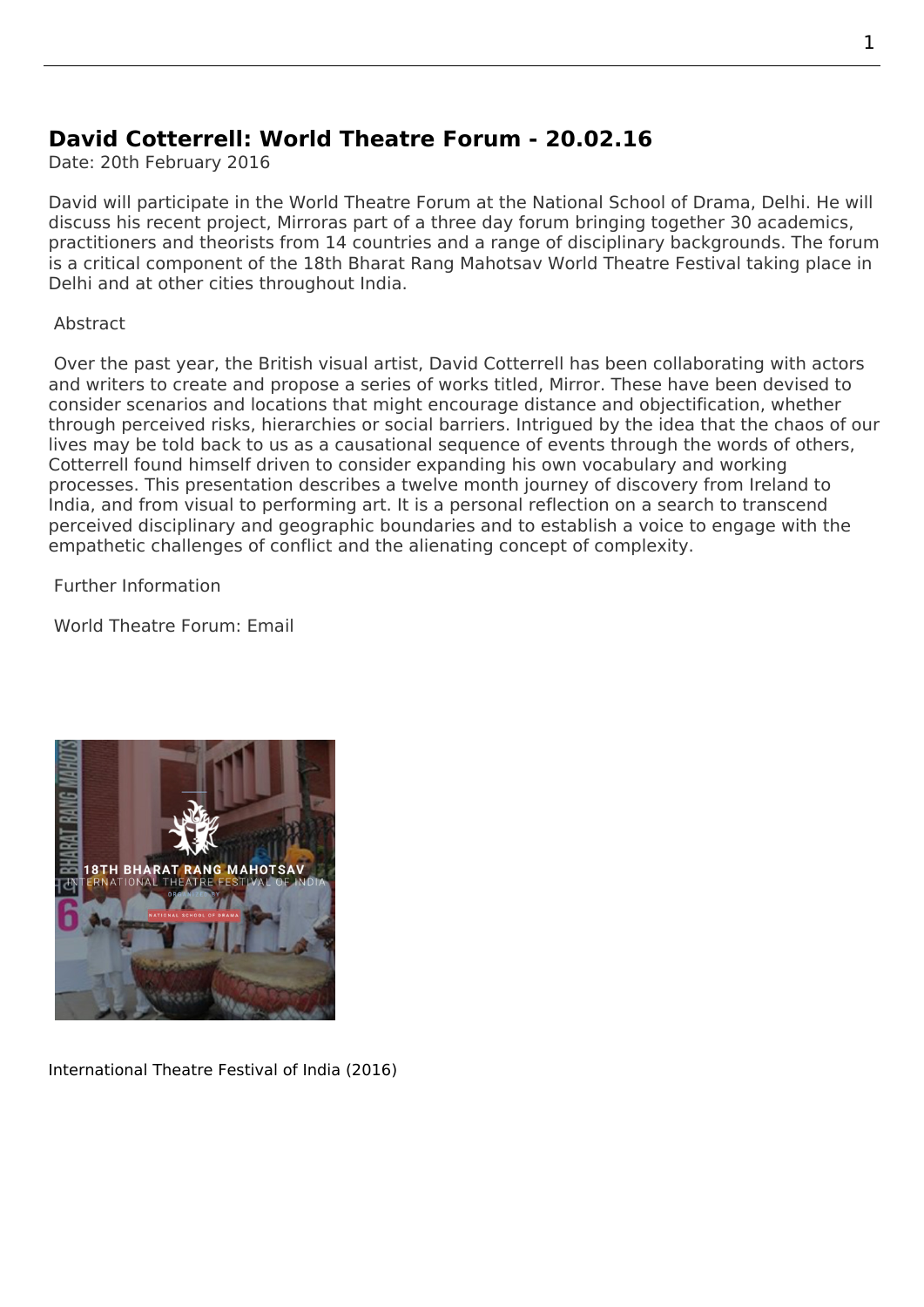## David Cotterrell: World Theatre Forum - 20.02.16

Date: 20th February 2016

David will participate in the World Theatre Forum at the National School of Drama, Delhi. He will discuss his recent project, Mirroras part of a three day forum bringing together 30 academics, practitioners and theorists from 14 countries and a range of disciplinary backgrounds. The forum is a critical component of the 18th Bharat Rang Mahotsav World Theatre Festival taking place in Delhi and at other cities throughout India.

Abstract

Over the past year, the British visual artist, David Cotterrell has been collaborating with actors and writers to create and propose a series of works titled, Mirror. These have been devised to consider scenarios and locations that might encourage distance and objectification, whether through perceived risks, hierarchies or social barriers. Intrigued by the idea that the chaos of our lives may be told back to us as a causational sequence of events through the words of others, Cotterrell found himself driven to consider expanding his own vocabulary and working processes. This presentation describes a twelve month journey of discovery from Ireland to India, and from visual to performing art. It is a personal reflection on a search to transcend perceived disciplinary and geographic boundaries and to establish a voice to engage with the empathetic challenges of conflict and the alienating concept of complexity.

Further Information

World Theatre Forum: Email

International Theatre Festival of India (2016)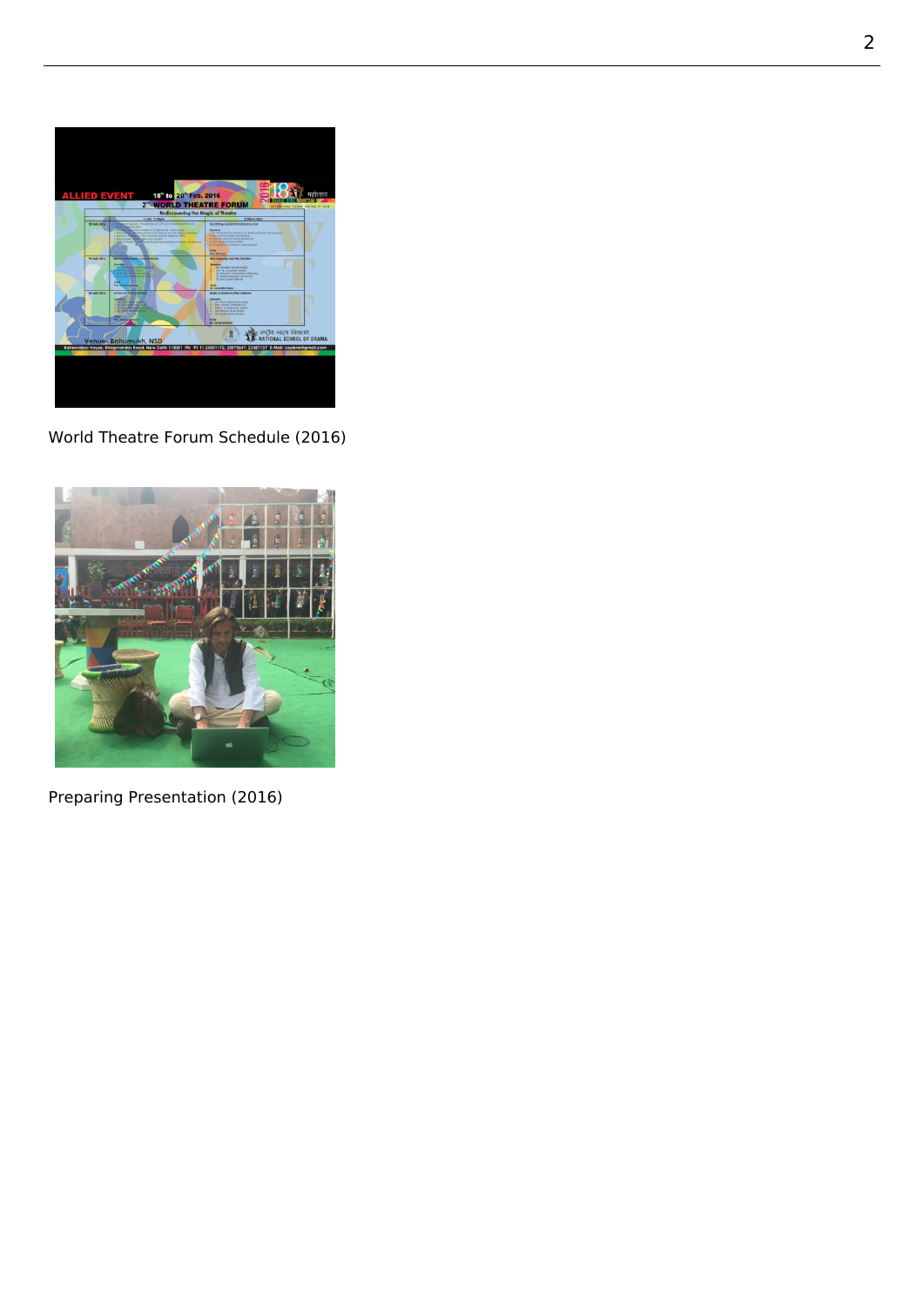World Theatre Forum Schedule (2016)

Preparing Presentation (2016)